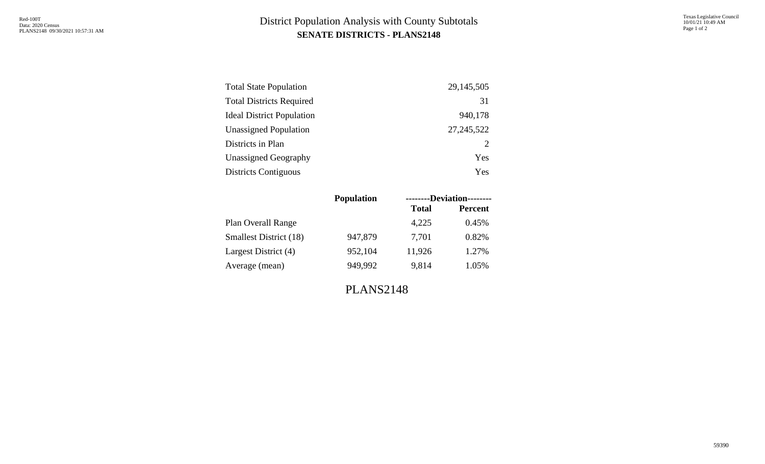# District Population Analysis with County Subtotals

## SENATE DISTRICTS - PLANS2148

| | |
|---|---|
| Total State Population | 29,145,505 |
| Total Districts Required | 31 |
| Ideal District Population | 940,178 |
| Unassigned Population | 27,245,522 |
| Districts in Plan | 2 |
| Unassigned Geography | Yes |
| Districts Contiguous | Yes |

| | Population | --------Deviation-------- | |
|---|---|---|---|
| | | Total | Percent |
| Plan Overall Range | | 4,225 | 0.45% |
| Smallest District (18) | 947,879 | 7,701 | 0.82% |
| Largest District (4) | 952,104 | 11,926 | 1.27% |
| Average (mean) | 949,992 | 9,814 | 1.05% |

PLANS2148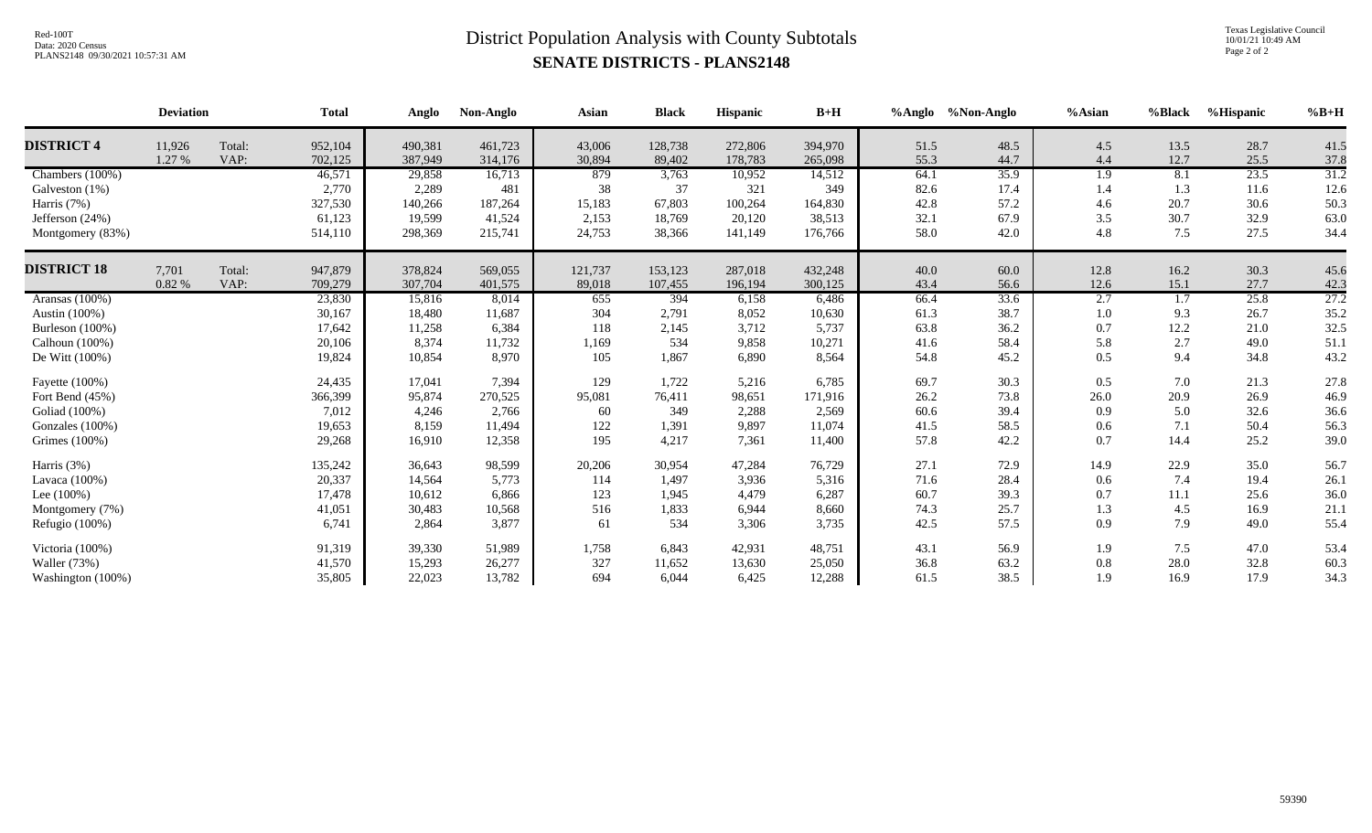# District Population Analysis with County Subtotals

## SENATE DISTRICTS - PLANS2148

Red-100T
Data: 2020 Census
PLANS2148 09/30/2021 10:57:31 AM

Texas Legislative Council
10/01/21 10:49 AM

| | Deviation | | Total | Anglo | Non-Anglo | Asian | Black | Hispanic | B+H | %Anglo | %Non-Anglo | %Asian | %Black | %Hispanic | %B+H |
|---|---|---|---|---|---|---|---|---|---|---|---|---|---|---|---|
| **DISTRICT 4** | 11,926 | Total: | 952,104 | 490,381 | 461,723 | 43,006 | 128,738 | 272,806 | 394,970 | 51.5 | 48.5 | 4.5 | 13.5 | 28.7 | 41.5 |
| | 1.27 % | VAP: | 702,125 | 387,949 | 314,176 | 30,894 | 89,402 | 178,783 | 265,098 | 55.3 | 44.7 | 4.4 | 12.7 | 25.5 | 37.8 |
| Chambers (100%) | | | 46,571 | 29,858 | 16,713 | 879 | 3,763 | 10,952 | 14,512 | 64.1 | 35.9 | 1.9 | 8.1 | 23.5 | 31.2 |
| Galveston (1%) | | | 2,770 | 2,289 | 481 | 38 | 37 | 321 | 349 | 82.6 | 17.4 | 1.4 | 1.3 | 11.6 | 12.6 |
| Harris (7%) | | | 327,530 | 140,266 | 187,264 | 15,183 | 67,803 | 100,264 | 164,830 | 42.8 | 57.2 | 4.6 | 20.7 | 30.6 | 50.3 |
| Jefferson (24%) | | | 61,123 | 19,599 | 41,524 | 2,153 | 18,769 | 20,120 | 38,513 | 32.1 | 67.9 | 3.5 | 30.7 | 32.9 | 63.0 |
| Montgomery (83%) | | | 514,110 | 298,369 | 215,741 | 24,753 | 38,366 | 141,149 | 176,766 | 58.0 | 42.0 | 4.8 | 7.5 | 27.5 | 34.4 |
| **DISTRICT 18** | 7,701 | Total: | 947,879 | 378,824 | 569,055 | 121,737 | 153,123 | 287,018 | 432,248 | 40.0 | 60.0 | 12.8 | 16.2 | 30.3 | 45.6 |
| | 0.82 % | VAP: | 709,279 | 307,704 | 401,575 | 89,018 | 107,455 | 196,194 | 300,125 | 43.4 | 56.6 | 12.6 | 15.1 | 27.7 | 42.3 |
| Aransas (100%) | | | 23,830 | 15,816 | 8,014 | 655 | 394 | 6,158 | 6,486 | 66.4 | 33.6 | 2.7 | 1.7 | 25.8 | 27.2 |
| Austin (100%) | | | 30,167 | 18,480 | 11,687 | 304 | 2,791 | 8,052 | 10,630 | 61.3 | 38.7 | 1.0 | 9.3 | 26.7 | 35.2 |
| Burleson (100%) | | | 17,642 | 11,258 | 6,384 | 118 | 2,145 | 3,712 | 5,737 | 63.8 | 36.2 | 0.7 | 12.2 | 21.0 | 32.5 |
| Calhoun (100%) | | | 20,106 | 8,374 | 11,732 | 1,169 | 534 | 9,858 | 10,271 | 41.6 | 58.4 | 5.8 | 2.7 | 49.0 | 51.1 |
| De Witt (100%) | | | 19,824 | 10,854 | 8,970 | 105 | 1,867 | 6,890 | 8,564 | 54.8 | 45.2 | 0.5 | 9.4 | 34.8 | 43.2 |
| Fayette (100%) | | | 24,435 | 17,041 | 7,394 | 129 | 1,722 | 5,216 | 6,785 | 69.7 | 30.3 | 0.5 | 7.0 | 21.3 | 27.8 |
| Fort Bend (45%) | | | 366,399 | 95,874 | 270,525 | 95,081 | 76,411 | 98,651 | 171,916 | 26.2 | 73.8 | 26.0 | 20.9 | 26.9 | 46.9 |
| Goliad (100%) | | | 7,012 | 4,246 | 2,766 | 60 | 349 | 2,288 | 2,569 | 60.6 | 39.4 | 0.9 | 5.0 | 32.6 | 36.6 |
| Gonzales (100%) | | | 19,653 | 8,159 | 11,494 | 122 | 1,391 | 9,897 | 11,074 | 41.5 | 58.5 | 0.6 | 7.1 | 50.4 | 56.3 |
| Grimes (100%) | | | 29,268 | 16,910 | 12,358 | 195 | 4,217 | 7,361 | 11,400 | 57.8 | 42.2 | 0.7 | 14.4 | 25.2 | 39.0 |
| Harris (3%) | | | 135,242 | 36,643 | 98,599 | 20,206 | 30,954 | 47,284 | 76,729 | 27.1 | 72.9 | 14.9 | 22.9 | 35.0 | 56.7 |
| Lavaca (100%) | | | 20,337 | 14,564 | 5,773 | 114 | 1,497 | 3,936 | 5,316 | 71.6 | 28.4 | 0.6 | 7.4 | 19.4 | 26.1 |
| Lee (100%) | | | 17,478 | 10,612 | 6,866 | 123 | 1,945 | 4,479 | 6,287 | 60.7 | 39.3 | 0.7 | 11.1 | 25.6 | 36.0 |
| Montgomery (7%) | | | 41,051 | 30,483 | 10,568 | 516 | 1,833 | 6,944 | 8,660 | 74.3 | 25.7 | 1.3 | 4.5 | 16.9 | 21.1 |
| Refugio (100%) | | | 6,741 | 2,864 | 3,877 | 61 | 534 | 3,306 | 3,735 | 42.5 | 57.5 | 0.9 | 7.9 | 49.0 | 55.4 |
| Victoria (100%) | | | 91,319 | 39,330 | 51,989 | 1,758 | 6,843 | 42,931 | 48,751 | 43.1 | 56.9 | 1.9 | 7.5 | 47.0 | 53.4 |
| Waller (73%) | | | 41,570 | 15,293 | 26,277 | 327 | 11,652 | 13,630 | 25,050 | 36.8 | 63.2 | 0.8 | 28.0 | 32.8 | 60.3 |
| Washington (100%) | | | 35,805 | 22,023 | 13,782 | 694 | 6,044 | 6,425 | 12,288 | 61.5 | 38.5 | 1.9 | 16.9 | 17.9 | 34.3 |

59390